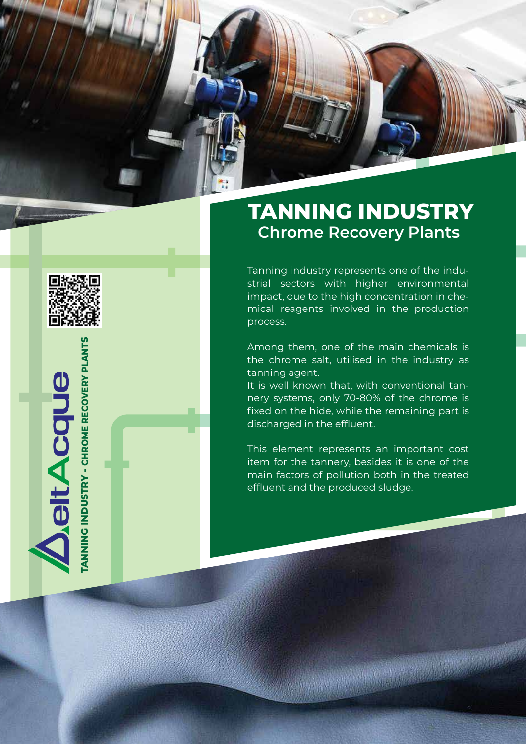DeltAcque

TANNING INDUSTRY - CHROME RECOVERY PLANTS

# TANNING INDUSTRY

## Chrome Recovery Plants

Tanning industry represents one of the industrial sectors with higher environmental impact, due to the high concentration in chemical reagents involved in the production process.

Among them, one of the main chemicals is the chrome salt, utilised in the industry as tanning agent.
It is well known that, with conventional tannery systems, only 70-80% of the chrome is fixed on the hide, while the remaining part is discharged in the effluent.

This element represents an important cost item for the tannery, besides it is one of the main factors of pollution both in the treated effluent and the produced sludge.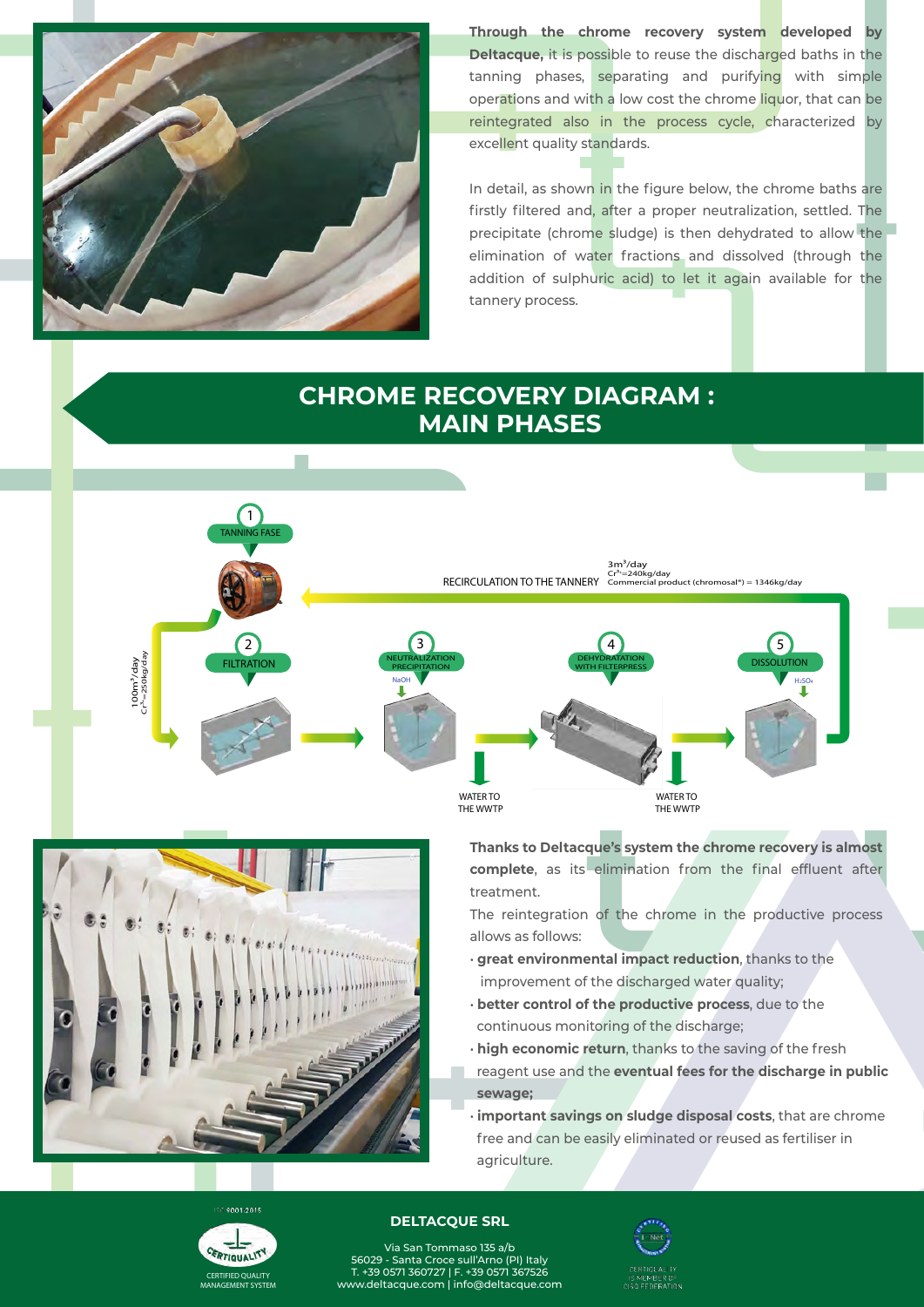**Through the chrome recovery system developed by Deltacque,** it is possible to reuse the discharged baths in the tanning phases, separating and purifying with simple operations and with a low cost the chrome liquor, that can be reintegrated also in the process cycle, characterized by excellent quality standards.

In detail, as shown in the figure below, the chrome baths are firstly filtered and, after a proper neutralization, settled. The precipitate (chrome sludge) is then dehydrated to allow the elimination of water fractions and dissolved (through the addition of sulphuric acid) to let it again available for the tannery process.

## CHROME RECOVERY DIAGRAM : MAIN PHASES

1 TANNING FASE

2 FILTRATION

3 NEUTRALIZATION PRECIPITATION

NaOH

4 DEHYDRATATION WITH FILTERPRESS

5 DISSOLUTION

$H_2SO_4$

RECIRCULATION TO THE TANNERY

3m³/day
$Cr^{3+}$=240kg/day
Commercial product (chromosal®) = 1346kg/day

100m³/day
$Cr^{3+}$=250kg/day

WATER TO THE WWTP

WATER TO THE WWTP

**Thanks to Deltacque's system the chrome recovery is almost complete**, as its elimination from the final effluent after treatment.

The reintegration of the chrome in the productive process allows as follows:

- **great environmental impact reduction**, thanks to the improvement of the discharged water quality;
- **better control of the productive process**, due to the continuous monitoring of the discharge;
- **high economic return**, thanks to the saving of the fresh reagent use and the **eventual fees for the discharge in public sewage;**
- **important savings on sludge disposal costs**, that are chrome free and can be easily eliminated or reused as fertiliser in agriculture.

ISO 9001:2015

CERTIQUALITY

CERTIFIED QUALITY MANAGEMENT SYSTEM

**DELTACQUE SRL**

Via San Tommaso 135 a/b
56029 - Santa Croce sull'Arno (PI) Italy
T. +39 0571 360727 | F. +39 0571 367526
www.deltacque.com | info@deltacque.com

CERTIQUALITY IS MEMBER OF CISQ FEDERATION